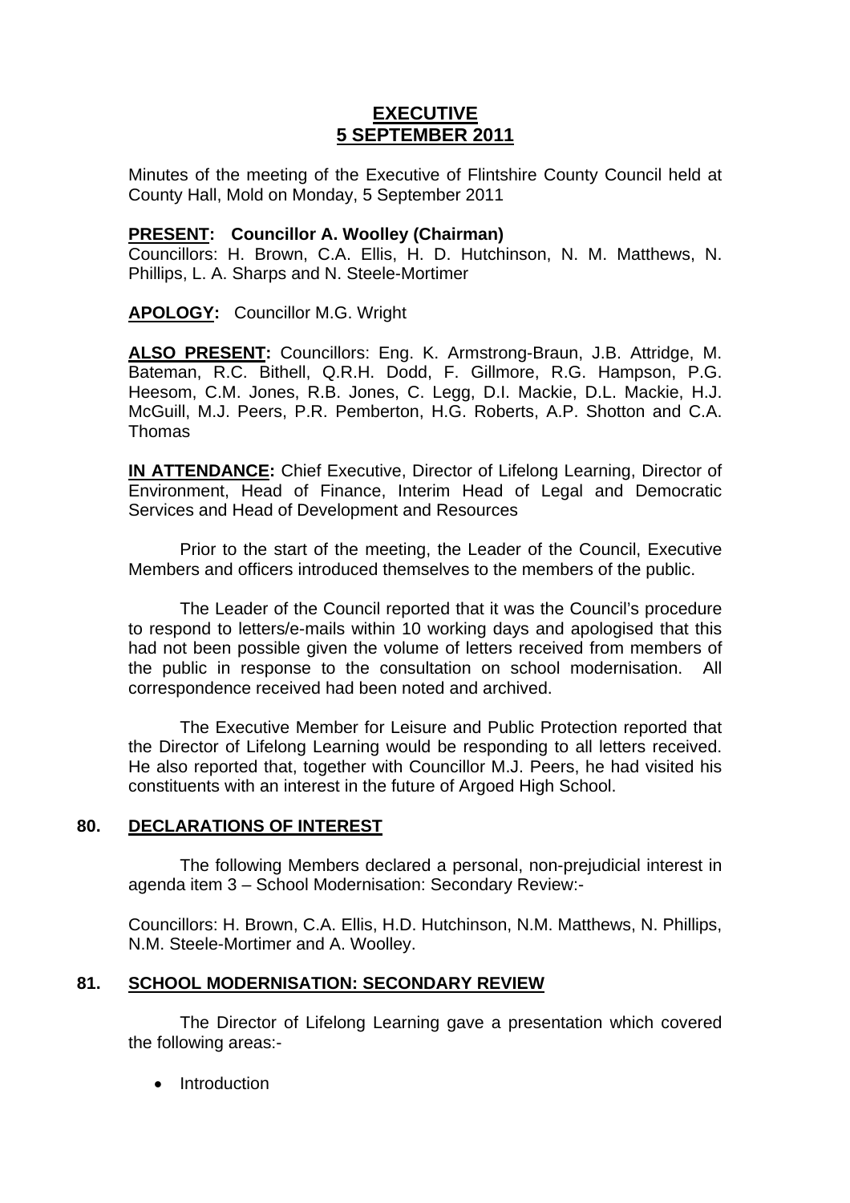# EXECUTIVE
# 5 SEPTEMBER 2011

Minutes of the meeting of the Executive of Flintshire County Council held at County Hall, Mold on Monday, 5 September 2011

**PRESENT: Councillor A. Woolley (Chairman)**
Councillors: H. Brown, C.A. Ellis, H. D. Hutchinson, N. M. Matthews, N. Phillips, L. A. Sharps and N. Steele-Mortimer

**APOLOGY:** Councillor M.G. Wright

**ALSO PRESENT:** Councillors: Eng. K. Armstrong-Braun, J.B. Attridge, M. Bateman, R.C. Bithell, Q.R.H. Dodd, F. Gillmore, R.G. Hampson, P.G. Heesom, C.M. Jones, R.B. Jones, C. Legg, D.I. Mackie, D.L. Mackie, H.J. McGuill, M.J. Peers, P.R. Pemberton, H.G. Roberts, A.P. Shotton and C.A. Thomas

**IN ATTENDANCE:** Chief Executive, Director of Lifelong Learning, Director of Environment, Head of Finance, Interim Head of Legal and Democratic Services and Head of Development and Resources

Prior to the start of the meeting, the Leader of the Council, Executive Members and officers introduced themselves to the members of the public.

The Leader of the Council reported that it was the Council's procedure to respond to letters/e-mails within 10 working days and apologised that this had not been possible given the volume of letters received from members of the public in response to the consultation on school modernisation. All correspondence received had been noted and archived.

The Executive Member for Leisure and Public Protection reported that the Director of Lifelong Learning would be responding to all letters received. He also reported that, together with Councillor M.J. Peers, he had visited his constituents with an interest in the future of Argoed High School.

## 80. DECLARATIONS OF INTEREST

The following Members declared a personal, non-prejudicial interest in agenda item 3 – School Modernisation: Secondary Review:-

Councillors: H. Brown, C.A. Ellis, H.D. Hutchinson, N.M. Matthews, N. Phillips, N.M. Steele-Mortimer and A. Woolley.

## 81. SCHOOL MODERNISATION: SECONDARY REVIEW

The Director of Lifelong Learning gave a presentation which covered the following areas:-

- Introduction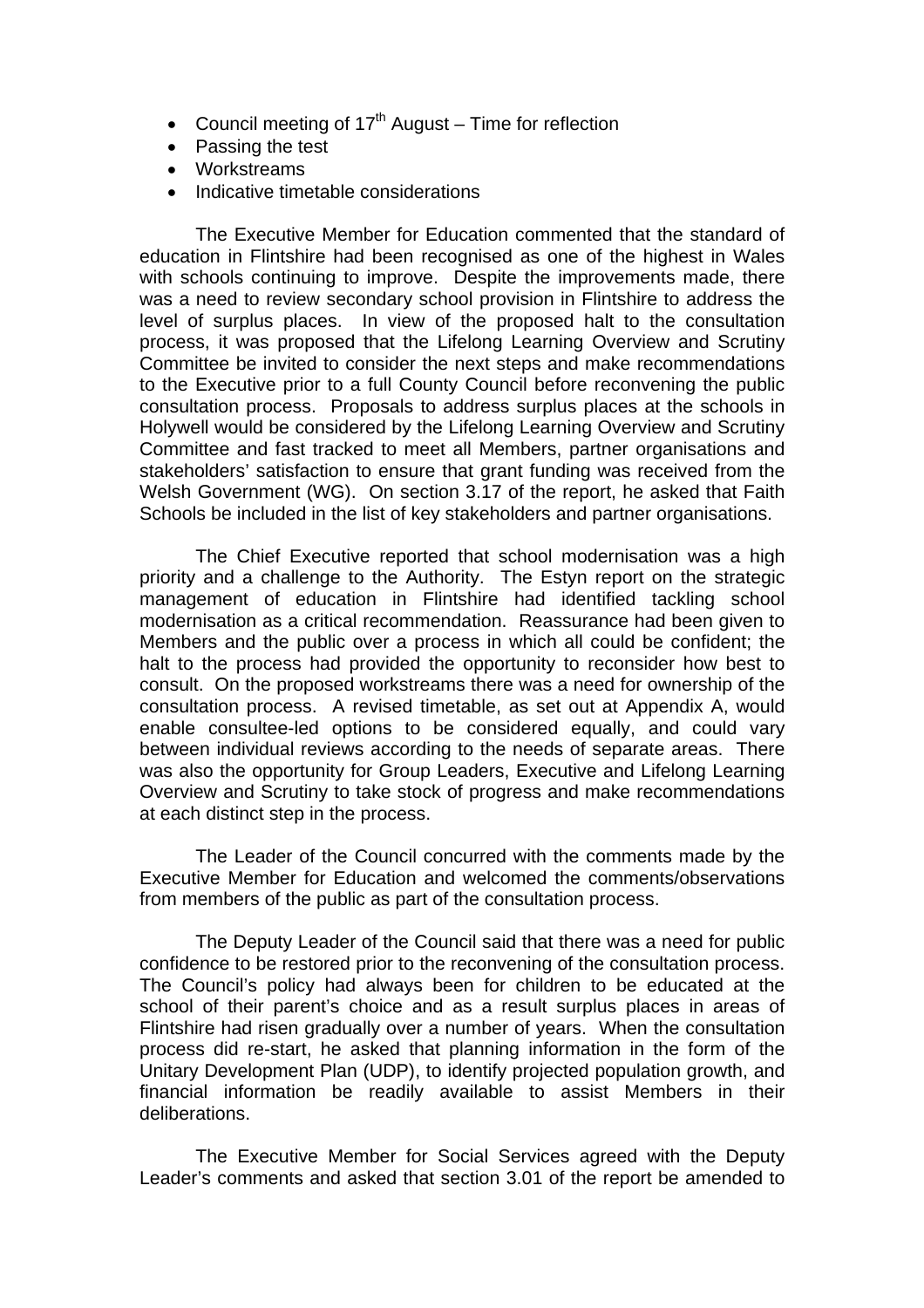- Council meeting of 17th August – Time for reflection
- Passing the test
- Workstreams
- Indicative timetable considerations

The Executive Member for Education commented that the standard of education in Flintshire had been recognised as one of the highest in Wales with schools continuing to improve. Despite the improvements made, there was a need to review secondary school provision in Flintshire to address the level of surplus places. In view of the proposed halt to the consultation process, it was proposed that the Lifelong Learning Overview and Scrutiny Committee be invited to consider the next steps and make recommendations to the Executive prior to a full County Council before reconvening the public consultation process. Proposals to address surplus places at the schools in Holywell would be considered by the Lifelong Learning Overview and Scrutiny Committee and fast tracked to meet all Members, partner organisations and stakeholders' satisfaction to ensure that grant funding was received from the Welsh Government (WG). On section 3.17 of the report, he asked that Faith Schools be included in the list of key stakeholders and partner organisations.

The Chief Executive reported that school modernisation was a high priority and a challenge to the Authority. The Estyn report on the strategic management of education in Flintshire had identified tackling school modernisation as a critical recommendation. Reassurance had been given to Members and the public over a process in which all could be confident; the halt to the process had provided the opportunity to reconsider how best to consult. On the proposed workstreams there was a need for ownership of the consultation process. A revised timetable, as set out at Appendix A, would enable consultee-led options to be considered equally, and could vary between individual reviews according to the needs of separate areas. There was also the opportunity for Group Leaders, Executive and Lifelong Learning Overview and Scrutiny to take stock of progress and make recommendations at each distinct step in the process.

The Leader of the Council concurred with the comments made by the Executive Member for Education and welcomed the comments/observations from members of the public as part of the consultation process.

The Deputy Leader of the Council said that there was a need for public confidence to be restored prior to the reconvening of the consultation process. The Council's policy had always been for children to be educated at the school of their parent's choice and as a result surplus places in areas of Flintshire had risen gradually over a number of years. When the consultation process did re-start, he asked that planning information in the form of the Unitary Development Plan (UDP), to identify projected population growth, and financial information be readily available to assist Members in their deliberations.

The Executive Member for Social Services agreed with the Deputy Leader's comments and asked that section 3.01 of the report be amended to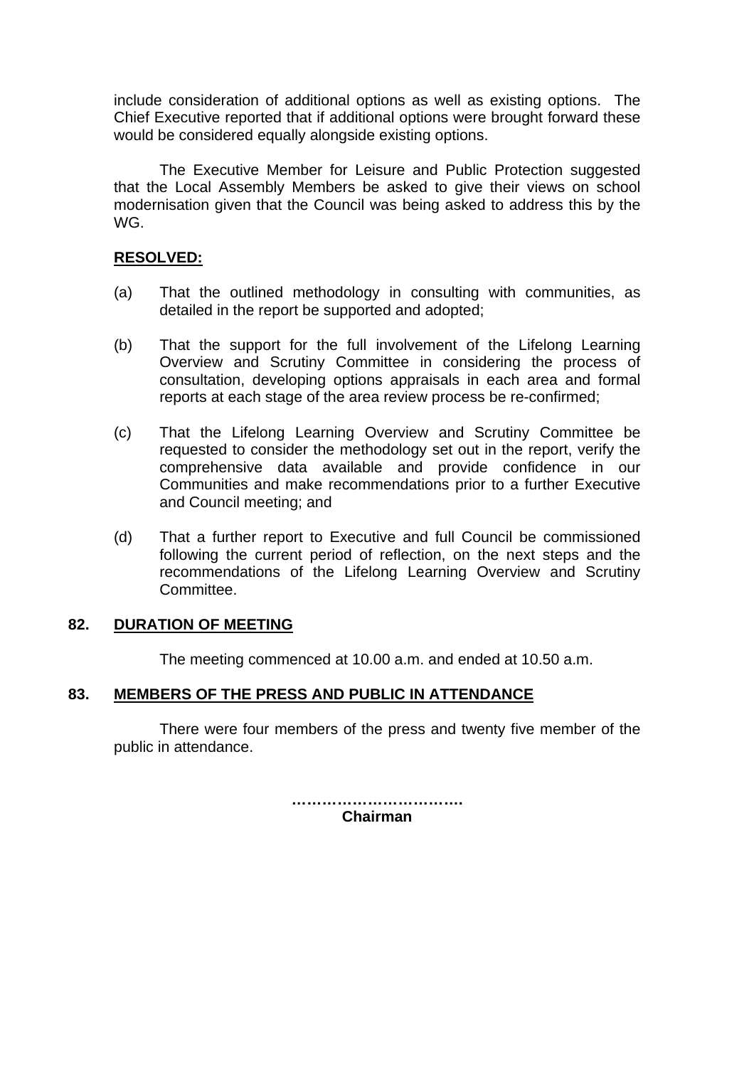include consideration of additional options as well as existing options. The Chief Executive reported that if additional options were brought forward these would be considered equally alongside existing options.

The Executive Member for Leisure and Public Protection suggested that the Local Assembly Members be asked to give their views on school modernisation given that the Council was being asked to address this by the WG.

**RESOLVED:**

(a) That the outlined methodology in consulting with communities, as detailed in the report be supported and adopted;

(b) That the support for the full involvement of the Lifelong Learning Overview and Scrutiny Committee in considering the process of consultation, developing options appraisals in each area and formal reports at each stage of the area review process be re-confirmed;

(c) That the Lifelong Learning Overview and Scrutiny Committee be requested to consider the methodology set out in the report, verify the comprehensive data available and provide confidence in our Communities and make recommendations prior to a further Executive and Council meeting; and

(d) That a further report to Executive and full Council be commissioned following the current period of reflection, on the next steps and the recommendations of the Lifelong Learning Overview and Scrutiny Committee.

## 82. DURATION OF MEETING

The meeting commenced at 10.00 a.m. and ended at 10.50 a.m.

## 83. MEMBERS OF THE PRESS AND PUBLIC IN ATTENDANCE

There were four members of the press and twenty five member of the public in attendance.

…………………………….
**Chairman**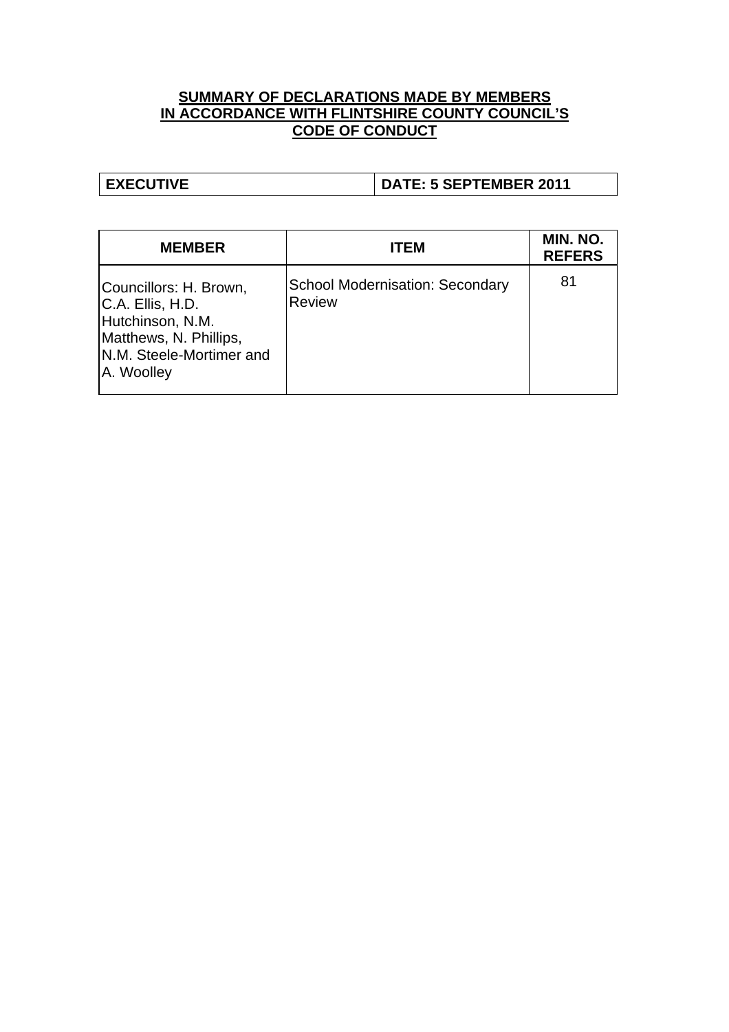**SUMMARY OF DECLARATIONS MADE BY MEMBERS IN ACCORDANCE WITH FLINTSHIRE COUNTY COUNCIL'S CODE OF CONDUCT**

| | |
|---|---|
| **EXECUTIVE** | **DATE: 5 SEPTEMBER 2011** |

| MEMBER | ITEM | MIN. NO. REFERS |
|---|---|---|
| Councillors: H. Brown, C.A. Ellis, H.D. Hutchinson, N.M. Matthews, N. Phillips, N.M. Steele-Mortimer and A. Woolley | School Modernisation: Secondary Review | 81 |